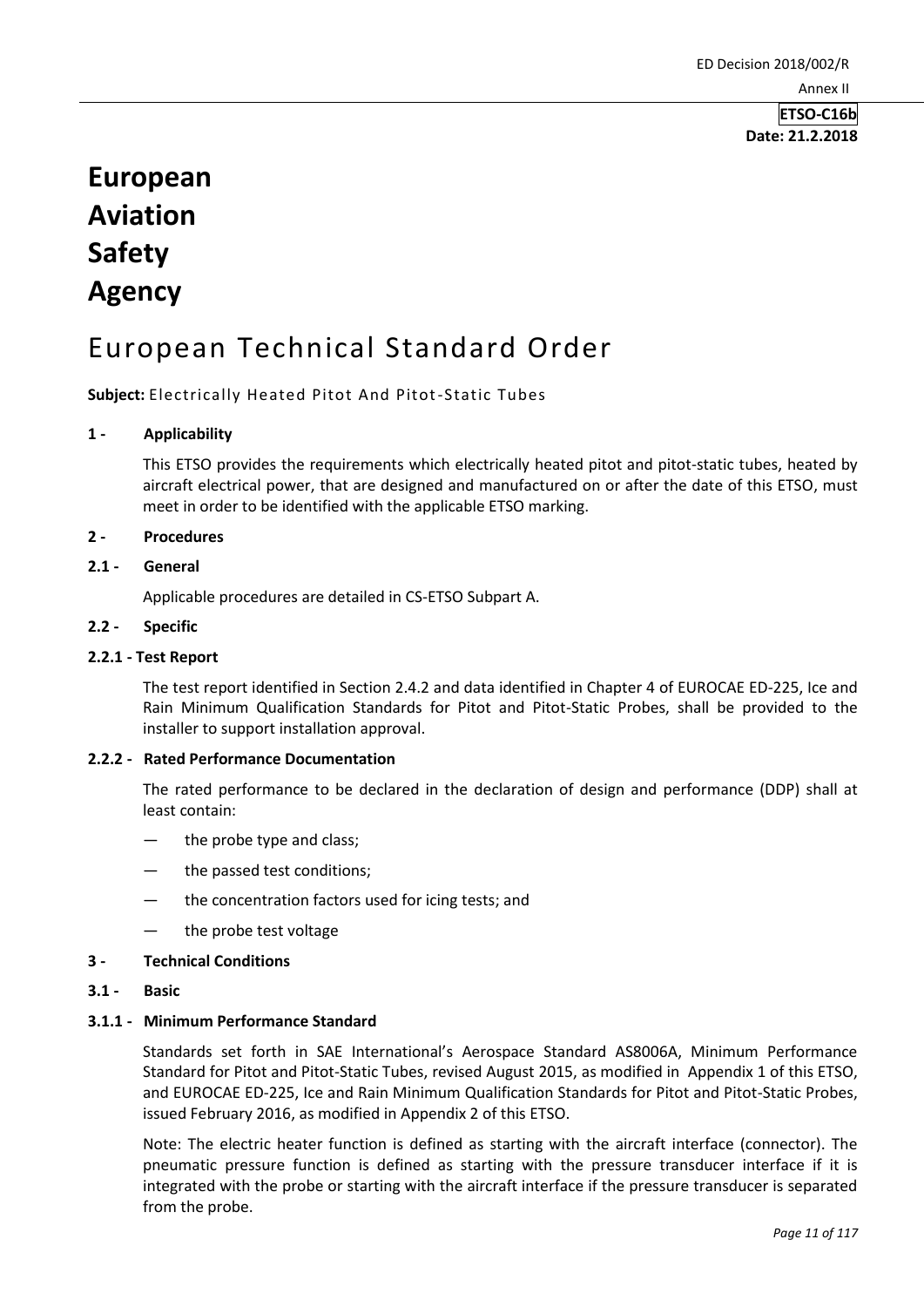ETSO-C16b
Date: 21.2.2018

# European Aviation Safety Agency

# European Technical Standard Order

**Subject:** Electrically Heated Pitot And Pitot-Static Tubes

## 1 - Applicability

This ETSO provides the requirements which electrically heated pitot and pitot-static tubes, heated by aircraft electrical power, that are designed and manufactured on or after the date of this ETSO, must meet in order to be identified with the applicable ETSO marking.

## 2 - Procedures

### 2.1 - General

Applicable procedures are detailed in CS-ETSO Subpart A.

### 2.2 - Specific

#### 2.2.1 - Test Report

The test report identified in Section 2.4.2 and data identified in Chapter 4 of EUROCAE ED-225, Ice and Rain Minimum Qualification Standards for Pitot and Pitot-Static Probes, shall be provided to the installer to support installation approval.

#### 2.2.2 - Rated Performance Documentation

The rated performance to be declared in the declaration of design and performance (DDP) shall at least contain:

- the probe type and class;
- the passed test conditions;
- the concentration factors used for icing tests; and
- the probe test voltage

## 3 - Technical Conditions

### 3.1 - Basic

#### 3.1.1 - Minimum Performance Standard

Standards set forth in SAE International's Aerospace Standard AS8006A, Minimum Performance Standard for Pitot and Pitot-Static Tubes, revised August 2015, as modified in Appendix 1 of this ETSO, and EUROCAE ED-225, Ice and Rain Minimum Qualification Standards for Pitot and Pitot-Static Probes, issued February 2016, as modified in Appendix 2 of this ETSO.

Note: The electric heater function is defined as starting with the aircraft interface (connector). The pneumatic pressure function is defined as starting with the pressure transducer interface if it is integrated with the probe or starting with the aircraft interface if the pressure transducer is separated from the probe.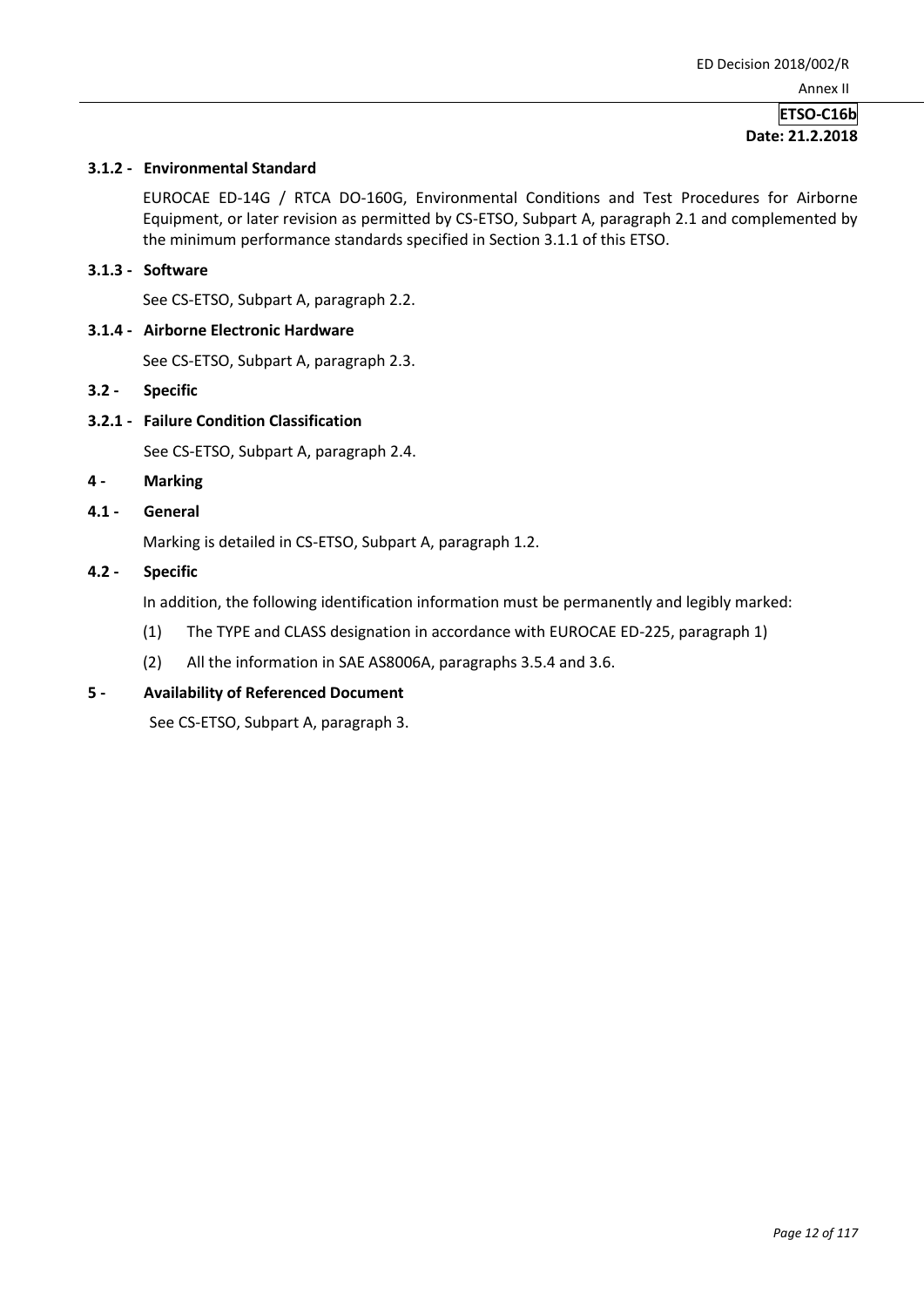#### 3.1.2 - Environmental Standard

EUROCAE ED-14G / RTCA DO-160G, Environmental Conditions and Test Procedures for Airborne Equipment, or later revision as permitted by CS-ETSO, Subpart A, paragraph 2.1 and complemented by the minimum performance standards specified in Section 3.1.1 of this ETSO.

#### 3.1.3 - Software

See CS-ETSO, Subpart A, paragraph 2.2.

#### 3.1.4 - Airborne Electronic Hardware

See CS-ETSO, Subpart A, paragraph 2.3.

### 3.2 - Specific

#### 3.2.1 - Failure Condition Classification

See CS-ETSO, Subpart A, paragraph 2.4.

## 4 - Marking

### 4.1 - General

Marking is detailed in CS-ETSO, Subpart A, paragraph 1.2.

### 4.2 - Specific

In addition, the following identification information must be permanently and legibly marked:

(1) The TYPE and CLASS designation in accordance with EUROCAE ED-225, paragraph 1)

(2) All the information in SAE AS8006A, paragraphs 3.5.4 and 3.6.

## 5 - Availability of Referenced Document

See CS-ETSO, Subpart A, paragraph 3.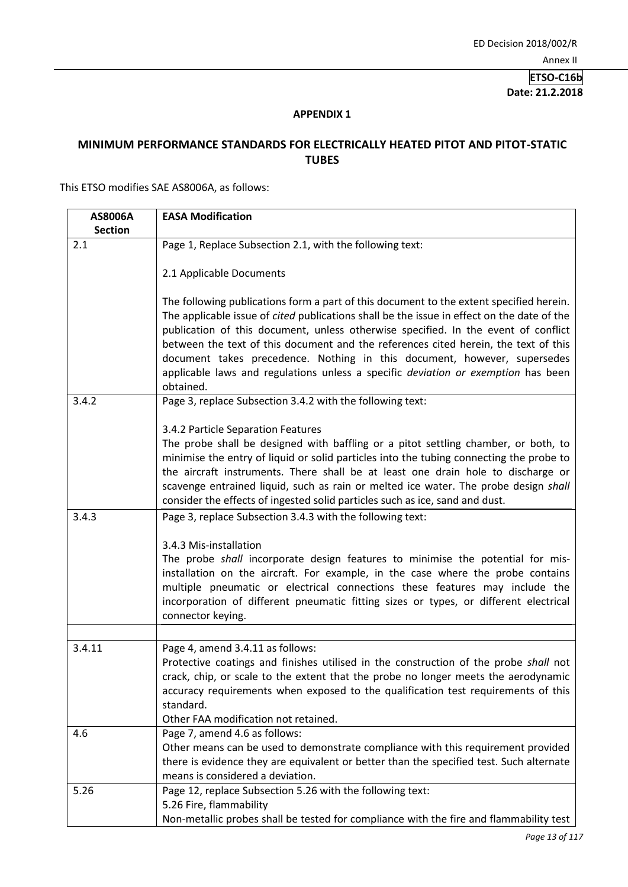ETSO-C16b
**Date: 21.2.2018**

**APPENDIX 1**

## MINIMUM PERFORMANCE STANDARDS FOR ELECTRICALLY HEATED PITOT AND PITOT-STATIC TUBES

This ETSO modifies SAE AS8006A, as follows:

| AS8006A Section | EASA Modification |
|---|---|
| 2.1 | Page 1, Replace Subsection 2.1, with the following text:<br><br>2.1 Applicable Documents<br><br>The following publications form a part of this document to the extent specified herein. The applicable issue of *cited* publications shall be the issue in effect on the date of the publication of this document, unless otherwise specified. In the event of conflict between the text of this document and the references cited herein, the text of this document takes precedence. Nothing in this document, however, supersedes applicable laws and regulations unless a specific *deviation or exemption* has been obtained. |
| 3.4.2 | Page 3, replace Subsection 3.4.2 with the following text:<br><br>3.4.2 Particle Separation Features<br>The probe shall be designed with baffling or a pitot settling chamber, or both, to minimise the entry of liquid or solid particles into the tubing connecting the probe to the aircraft instruments. There shall be at least one drain hole to discharge or scavenge entrained liquid, such as rain or melted ice water. The probe design *shall* consider the effects of ingested solid particles such as ice, sand and dust. |
| 3.4.3 | Page 3, replace Subsection 3.4.3 with the following text:<br><br>3.4.3 Mis-installation<br>The probe *shall* incorporate design features to minimise the potential for mis-installation on the aircraft. For example, in the case where the probe contains multiple pneumatic or electrical connections these features may include the incorporation of different pneumatic fitting sizes or types, or different electrical connector keying. |
| | |
| 3.4.11 | Page 4, amend 3.4.11 as follows:<br>Protective coatings and finishes utilised in the construction of the probe *shall* not crack, chip, or scale to the extent that the probe no longer meets the aerodynamic accuracy requirements when exposed to the qualification test requirements of this standard.<br>Other FAA modification not retained. |
| 4.6 | Page 7, amend 4.6 as follows:<br>Other means can be used to demonstrate compliance with this requirement provided there is evidence they are equivalent or better than the specified test. Such alternate means is considered a deviation. |
| 5.26 | Page 12, replace Subsection 5.26 with the following text:<br>5.26 Fire, flammability<br>Non-metallic probes shall be tested for compliance with the fire and flammability test |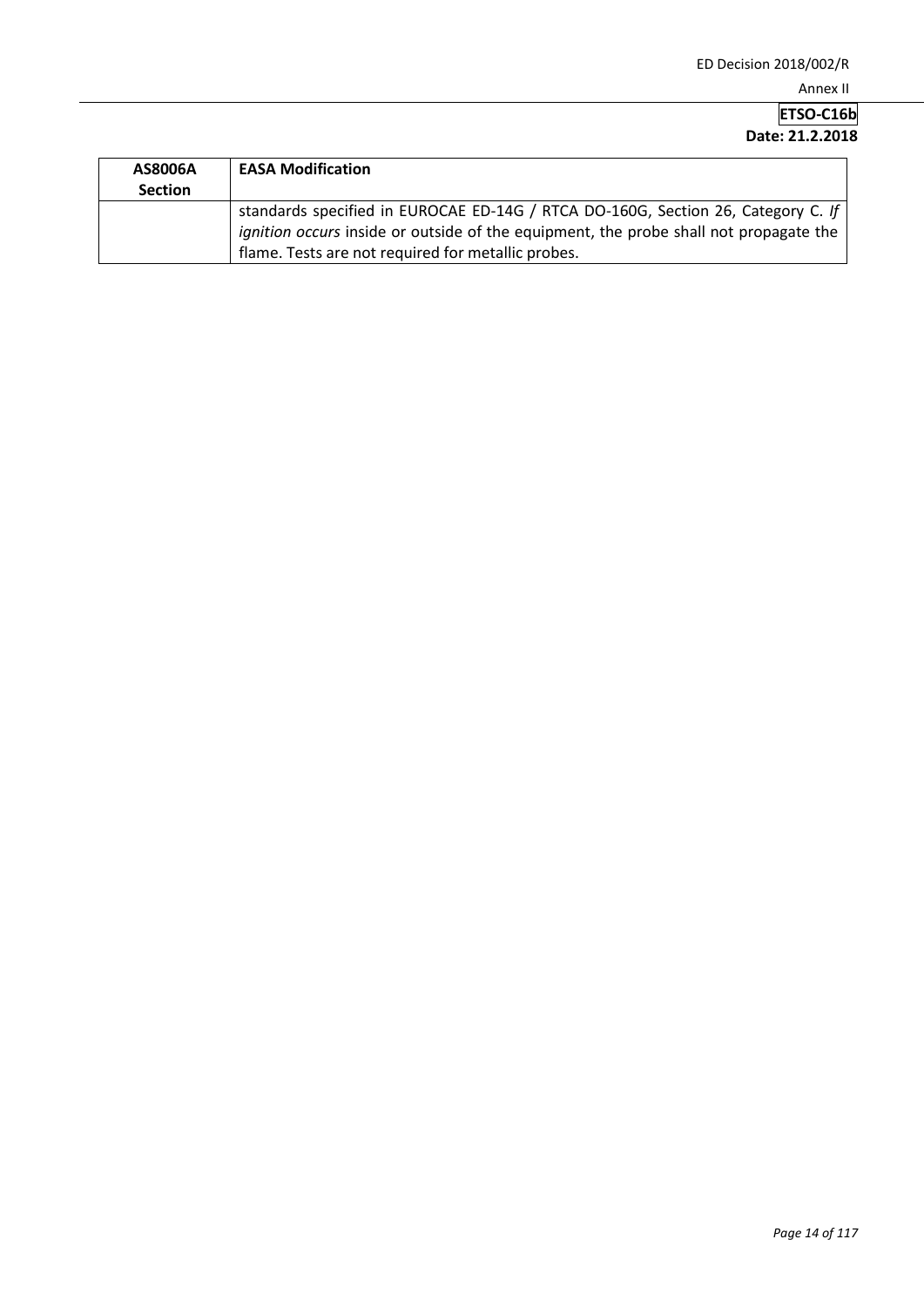| AS8006A Section | EASA Modification |
|---|---|
| | standards specified in EUROCAE ED-14G / RTCA DO-160G, Section 26, Category C. *If ignition occurs* inside or outside of the equipment, the probe shall not propagate the flame. Tests are not required for metallic probes. |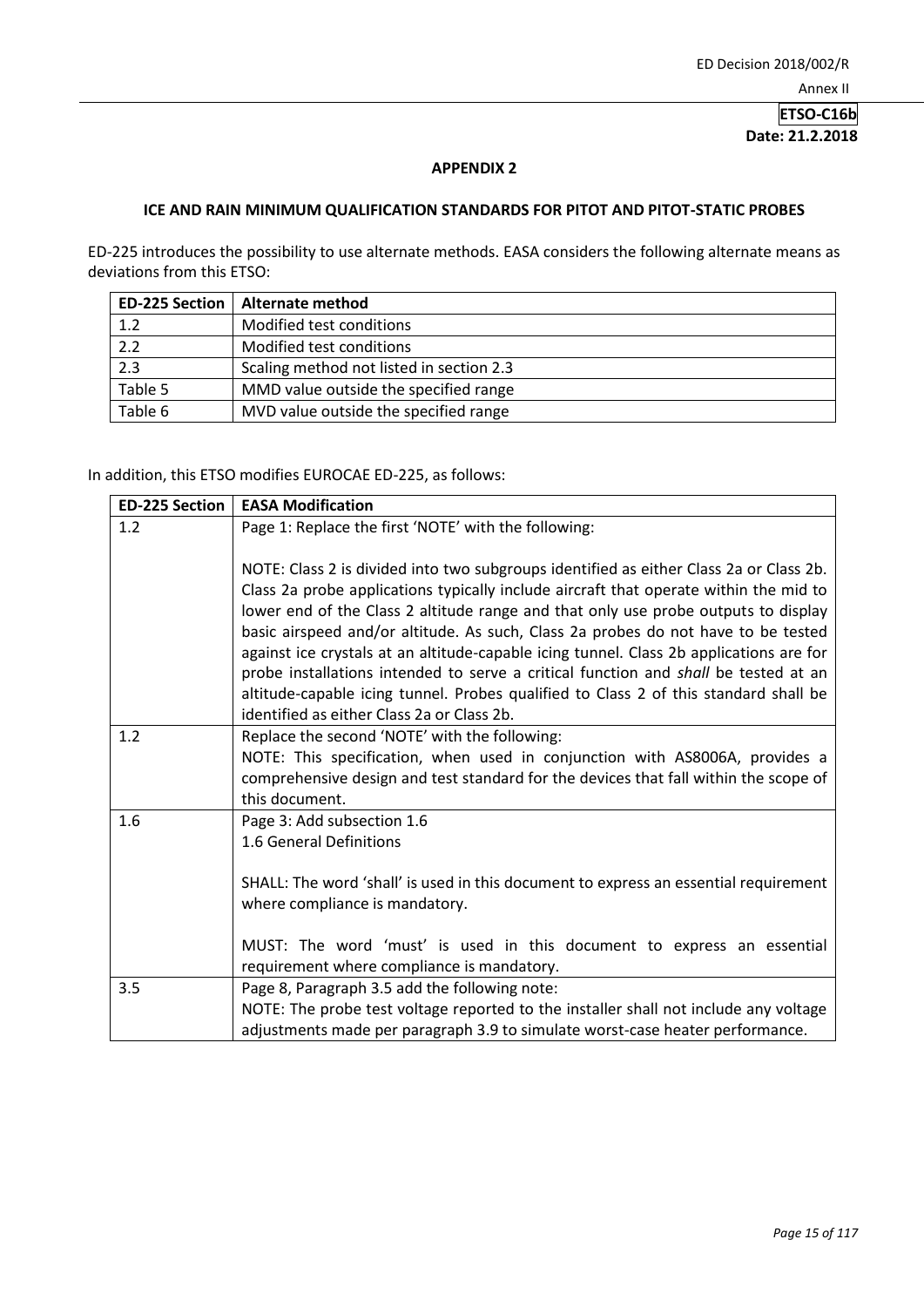**APPENDIX 2**

**ICE AND RAIN MINIMUM QUALIFICATION STANDARDS FOR PITOT AND PITOT-STATIC PROBES**

ED-225 introduces the possibility to use alternate methods. EASA considers the following alternate means as deviations from this ETSO:

| ED-225 Section | Alternate method |
|---|---|
| 1.2 | Modified test conditions |
| 2.2 | Modified test conditions |
| 2.3 | Scaling method not listed in section 2.3 |
| Table 5 | MMD value outside the specified range |
| Table 6 | MVD value outside the specified range |

In addition, this ETSO modifies EUROCAE ED-225, as follows:

| ED-225 Section | EASA Modification |
|---|---|
| 1.2 | Page 1: Replace the first 'NOTE' with the following:<br><br>NOTE: Class 2 is divided into two subgroups identified as either Class 2a or Class 2b. Class 2a probe applications typically include aircraft that operate within the mid to lower end of the Class 2 altitude range and that only use probe outputs to display basic airspeed and/or altitude. As such, Class 2a probes do not have to be tested against ice crystals at an altitude-capable icing tunnel. Class 2b applications are for probe installations intended to serve a critical function and *shall* be tested at an altitude-capable icing tunnel. Probes qualified to Class 2 of this standard shall be identified as either Class 2a or Class 2b. |
| 1.2 | Replace the second 'NOTE' with the following:<br>NOTE: This specification, when used in conjunction with AS8006A, provides a comprehensive design and test standard for the devices that fall within the scope of this document. |
| 1.6 | Page 3: Add subsection 1.6<br>1.6 General Definitions<br><br>SHALL: The word 'shall' is used in this document to express an essential requirement where compliance is mandatory.<br><br>MUST: The word 'must' is used in this document to express an essential requirement where compliance is mandatory. |
| 3.5 | Page 8, Paragraph 3.5 add the following note:<br>NOTE: The probe test voltage reported to the installer shall not include any voltage adjustments made per paragraph 3.9 to simulate worst-case heater performance. |